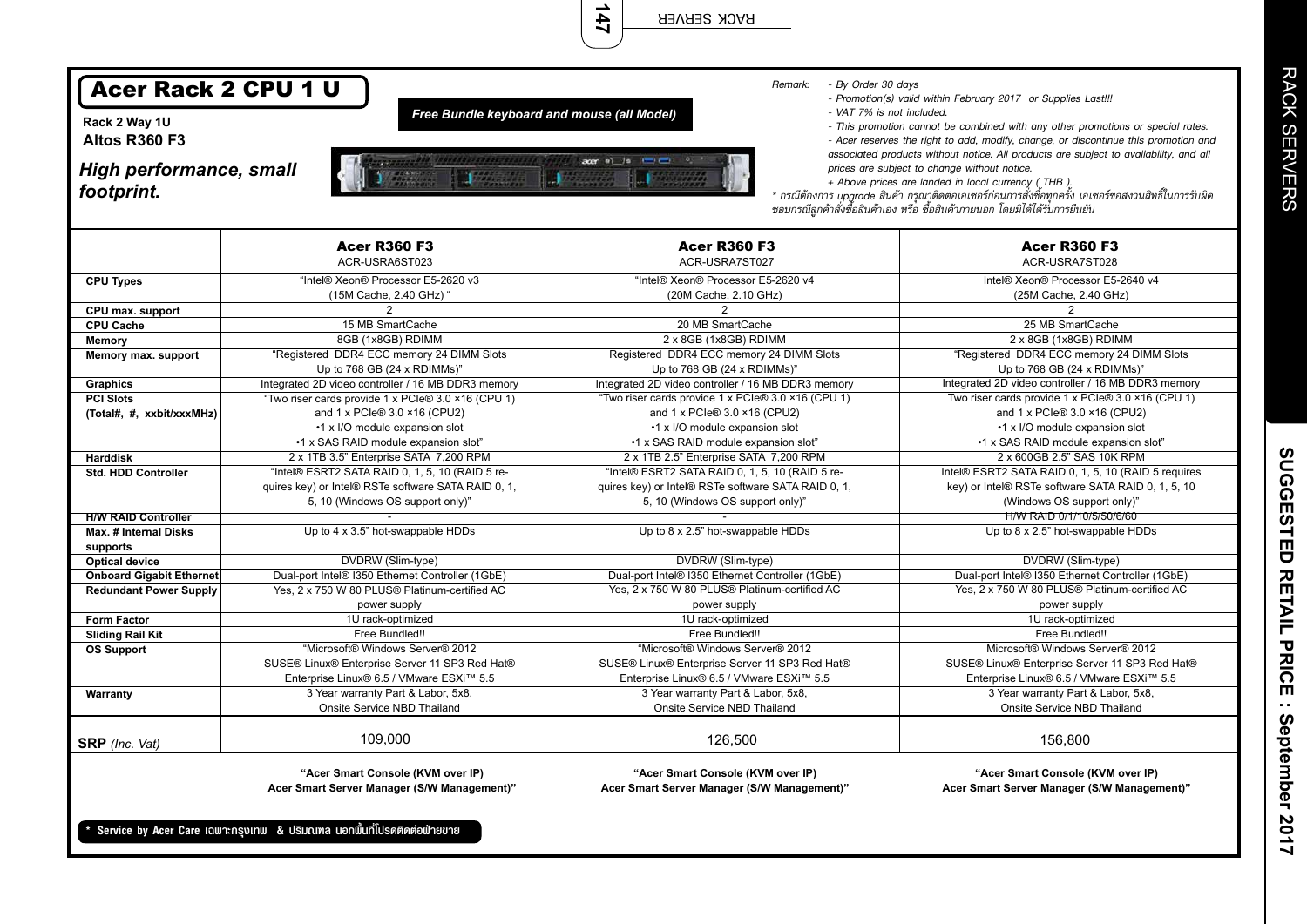# Acer Rack 2 CPU 1 U

**Rack 2 Way 1U**
**Altos R360 F3**

***High performance, small footprint.***

***Free Bundle keyboard and mouse (all Model)***

*Remark:*
- *By Order 30 days*
- *Promotion(s) valid within February 2017 or Supplies Last!!!*
- *VAT 7% is not included.*
- *This promotion cannot be combined with any other promotions or special rates.*
- *Acer reserves the right to add, modify, change, or discontinue this promotion and associated products without notice. All products are subject to availability, and all prices are subject to change without notice.*
- *+ Above prices are landed in local currency ( THB ).*

*\* กรณีต้องการ upgrade สินค้า กรุณาติดต่อเอเซอร์ก่อนการสั่งซื้อทุกครั้ง เอเซอร์ขอสงวนสิทธิ์ในการรับผิดชอบกรณีลูกค้าสั่งซื้อสินค้าเอง หรือ ซื้อสินค้าภายนอก โดยมิได้รับการยืนยัน*

| | **Acer R360 F3** ACR-USRA6ST023 | **Acer R360 F3** ACR-USRA7ST027 | **Acer R360 F3** ACR-USRA7ST028 |
|---|---|---|---|
| **CPU Types** | "Intel® Xeon® Processor E5-2620 v3 (15M Cache, 2.40 GHz) " | "Intel® Xeon® Processor E5-2620 v4 (20M Cache, 2.10 GHz) | Intel® Xeon® Processor E5-2640 v4 (25M Cache, 2.40 GHz) |
| **CPU max. support** | 2 | 2 | 2 |
| **CPU Cache** | 15 MB SmartCache | 20 MB SmartCache | 25 MB SmartCache |
| **Memory** | 8GB (1x8GB) RDIMM | 2 x 8GB (1x8GB) RDIMM | 2 x 8GB (1x8GB) RDIMM |
| **Memory max. support** | "Registered DDR4 ECC memory 24 DIMM Slots Up to 768 GB (24 x RDIMMs)" | Registered DDR4 ECC memory 24 DIMM Slots Up to 768 GB (24 x RDIMMs)" | "Registered DDR4 ECC memory 24 DIMM Slots Up to 768 GB (24 x RDIMMs)" |
| **Graphics** | Integrated 2D video controller / 16 MB DDR3 memory | Integrated 2D video controller / 16 MB DDR3 memory | Integrated 2D video controller / 16 MB DDR3 memory |
| **PCI Slots (Total#, #, xxbit/xxxMHz)** | "Two riser cards provide 1 x PCIe® 3.0 ×16 (CPU 1) and 1 x PCIe® 3.0 ×16 (CPU2) •1 x I/O module expansion slot •1 x SAS RAID module expansion slot" | "Two riser cards provide 1 x PCIe® 3.0 ×16 (CPU 1) and 1 x PCIe® 3.0 ×16 (CPU2) •1 x I/O module expansion slot •1 x SAS RAID module expansion slot" | Two riser cards provide 1 x PCIe® 3.0 ×16 (CPU 1) and 1 x PCIe® 3.0 ×16 (CPU2) •1 x I/O module expansion slot •1 x SAS RAID module expansion slot" |
| **Harddisk** | 2 x 1TB 3.5" Enterprise SATA 7,200 RPM | 2 x 1TB 2.5" Enterprise SATA 7,200 RPM | 2 x 600GB 2.5" SAS 10K RPM |
| **Std. HDD Controller** | "Intel® ESRT2 SATA RAID 0, 1, 5, 10 (RAID 5 requires key) or Intel® RSTe software SATA RAID 0, 1, 5, 10 (Windows OS support only)" | "Intel® ESRT2 SATA RAID 0, 1, 5, 10 (RAID 5 requires key) or Intel® RSTe software SATA RAID 0, 1, 5, 10 (Windows OS support only)" | Intel® ESRT2 SATA RAID 0, 1, 5, 10 (RAID 5 requires key) or Intel® RSTe software SATA RAID 0, 1, 5, 10 (Windows OS support only)" |
| **H/W RAID Controller** | - | - | H/W RAID 0/1/10/5/50/6/60 |
| **Max. # Internal Disks supports** | Up to 4 x 3.5" hot-swappable HDDs | Up to 8 x 2.5" hot-swappable HDDs | Up to 8 x 2.5" hot-swappable HDDs |
| **Optical device** | DVDRW (Slim-type) | DVDRW (Slim-type) | DVDRW (Slim-type) |
| **Onboard Gigabit Ethernet** | Dual-port Intel® I350 Ethernet Controller (1GbE) | Dual-port Intel® I350 Ethernet Controller (1GbE) | Dual-port Intel® I350 Ethernet Controller (1GbE) |
| **Redundant Power Supply** | Yes, 2 x 750 W 80 PLUS® Platinum-certified AC power supply | Yes, 2 x 750 W 80 PLUS® Platinum-certified AC power supply | Yes, 2 x 750 W 80 PLUS® Platinum-certified AC power supply |
| **Form Factor** | 1U rack-optimized | 1U rack-optimized | 1U rack-optimized |
| **Sliding Rail Kit** | Free Bundled!! | Free Bundled!! | Free Bundled!! |
| **OS Support** | "Microsoft® Windows Server® 2012 SUSE® Linux® Enterprise Server 11 SP3 Red Hat® Enterprise Linux® 6.5 / VMware ESXi™ 5.5 | "Microsoft® Windows Server® 2012 SUSE® Linux® Enterprise Server 11 SP3 Red Hat® Enterprise Linux® 6.5 / VMware ESXi™ 5.5 | Microsoft® Windows Server® 2012 SUSE® Linux® Enterprise Server 11 SP3 Red Hat® Enterprise Linux® 6.5 / VMware ESXi™ 5.5 |
| **Warranty** | 3 Year warranty Part & Labor, 5x8, Onsite Service NBD Thailand | 3 Year warranty Part & Labor, 5x8, Onsite Service NBD Thailand | 3 Year warranty Part & Labor, 5x8, Onsite Service NBD Thailand |
| **SRP** *(Inc. Vat)* | 109,000 | 126,500 | 156,800 |
| | **"Acer Smart Console (KVM over IP) Acer Smart Server Manager (S/W Management)"** | **"Acer Smart Console (KVM over IP) Acer Smart Server Manager (S/W Management)"** | **"Acer Smart Console (KVM over IP) Acer Smart Server Manager (S/W Management)"** |

**\* Service by Acer Care เฉพาะกรุงเทพ & ปริมณฑล นอกพื้นที่โปรดติดต่อฝ่ายขาย**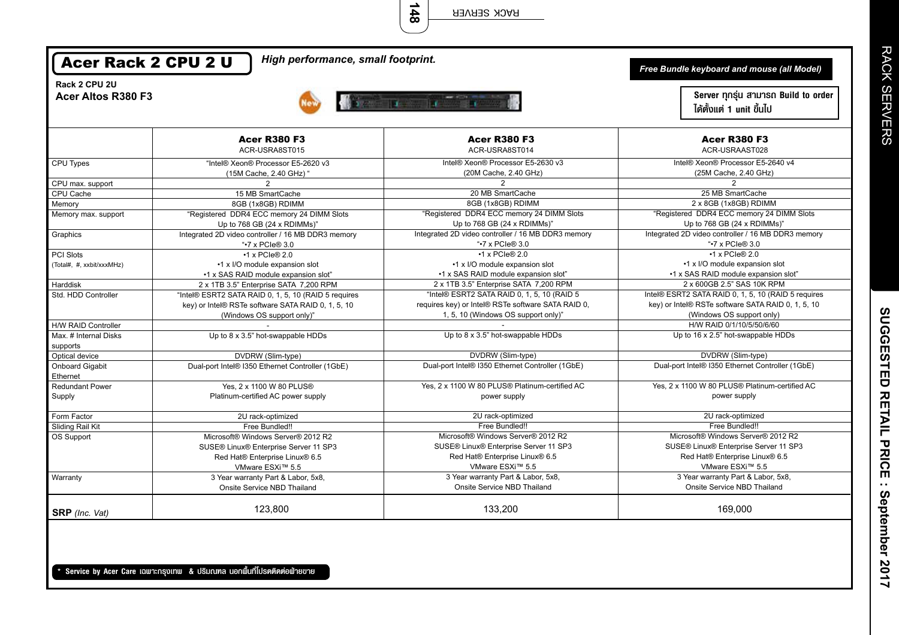# Acer Rack 2 CPU 2 U

*High performance, small footprint.*

**Free Bundle keyboard and mouse (all Model)**

**Rack 2 CPU 2U**

**Acer Altos R380 F3**

**Server ทุกรุ่น สามารถ Build to order ได้ตั้งแต่ 1 unit ขึ้นไป**

| | **Acer R380 F3** ACR-USRA8ST015 | **Acer R380 F3** ACR-USRA8ST014 | **Acer R380 F3** ACR-USRAAST028 |
|---|---|---|---|
| CPU Types | "Intel® Xeon® Processor E5-2620 v3 (15M Cache, 2.40 GHz) " | Intel® Xeon® Processor E5-2630 v3 (20M Cache, 2.40 GHz) | Intel® Xeon® Processor E5-2640 v4 (25M Cache, 2.40 GHz) |
| CPU max. support | 2 | 2 | 2 |
| CPU Cache | 15 MB SmartCache | 20 MB SmartCache | 25 MB SmartCache |
| Memory | 8GB (1x8GB) RDIMM | 8GB (1x8GB) RDIMM | 2 x 8GB (1x8GB) RDIMM |
| Memory max. support | "Registered DDR4 ECC memory 24 DIMM Slots Up to 768 GB (24 x RDIMMs)" | "Registered DDR4 ECC memory 24 DIMM Slots Up to 768 GB (24 x RDIMMs)" | "Registered DDR4 ECC memory 24 DIMM Slots Up to 768 GB (24 x RDIMMs)" |
| Graphics | Integrated 2D video controller / 16 MB DDR3 memory | Integrated 2D video controller / 16 MB DDR3 memory | Integrated 2D video controller / 16 MB DDR3 memory |
| PCI Slots (Total#, #, xxbit/xxxMHz) | "•7 x PCIe® 3.0 •1 x PCIe® 2.0 •1 x I/O module expansion slot •1 x SAS RAID module expansion slot" | "•7 x PCIe® 3.0 •1 x PCIe® 2.0 •1 x I/O module expansion slot •1 x SAS RAID module expansion slot" | "•7 x PCIe® 3.0 •1 x PCIe® 2.0 •1 x I/O module expansion slot •1 x SAS RAID module expansion slot" |
| Harddisk | 2 x 1TB 3.5" Enterprise SATA 7,200 RPM | 2 x 1TB 3.5" Enterprise SATA 7,200 RPM | 2 x 600GB 2.5" SAS 10K RPM |
| Std. HDD Controller | "Intel® ESRT2 SATA RAID 0, 1, 5, 10 (RAID 5 requires key) or Intel® RSTe software SATA RAID 0, 1, 5, 10 (Windows OS support only)" | "Intel® ESRT2 SATA RAID 0, 1, 5, 10 (RAID 5 requires key) or Intel® RSTe software SATA RAID 0, 1, 5, 10 (Windows OS support only)" | Intel® ESRT2 SATA RAID 0, 1, 5, 10 (RAID 5 requires key) or Intel® RSTe software SATA RAID 0, 1, 5, 10 (Windows OS support only) |
| H/W RAID Controller | - | - | H/W RAID 0/1/10/5/50/6/60 |
| Max. # Internal Disks supports | Up to 8 x 3.5" hot-swappable HDDs | Up to 8 x 3.5" hot-swappable HDDs | Up to 16 x 2.5" hot-swappable HDDs |
| Optical device | DVDRW (Slim-type) | DVDRW (Slim-type) | DVDRW (Slim-type) |
| Onboard Gigabit Ethernet | Dual-port Intel® I350 Ethernet Controller (1GbE) | Dual-port Intel® I350 Ethernet Controller (1GbE) | Dual-port Intel® I350 Ethernet Controller (1GbE) |
| Redundant Power Supply | Yes, 2 x 1100 W 80 PLUS® Platinum-certified AC power supply | Yes, 2 x 1100 W 80 PLUS® Platinum-certified AC power supply | Yes, 2 x 1100 W 80 PLUS® Platinum-certified AC power supply |
| Form Factor | 2U rack-optimized | 2U rack-optimized | 2U rack-optimized |
| Sliding Rail Kit | Free Bundled!! | Free Bundled!! | Free Bundled!! |
| OS Support | Microsoft® Windows Server® 2012 R2 SUSE® Linux® Enterprise Server 11 SP3 Red Hat® Enterprise Linux® 6.5 VMware ESXi™ 5.5 | Microsoft® Windows Server® 2012 R2 SUSE® Linux® Enterprise Server 11 SP3 Red Hat® Enterprise Linux® 6.5 VMware ESXi™ 5.5 | Microsoft® Windows Server® 2012 R2 SUSE® Linux® Enterprise Server 11 SP3 Red Hat® Enterprise Linux® 6.5 VMware ESXi™ 5.5 |
| Warranty | 3 Year warranty Part & Labor, 5x8, Onsite Service NBD Thailand | 3 Year warranty Part & Labor, 5x8, Onsite Service NBD Thailand | 3 Year warranty Part & Labor, 5x8, Onsite Service NBD Thailand |
| **SRP** *(Inc. Vat)* | 123,800 | 133,200 | 169,000 |

**\* Service by Acer Care** เฉพาะกรุงเทพ & ปริมณฑล นอกพื้นที่โปรดติดต่อฝ่ายขาย

RACK SERVERS

**SUGGESTED RETAIL PRICE : September 2017**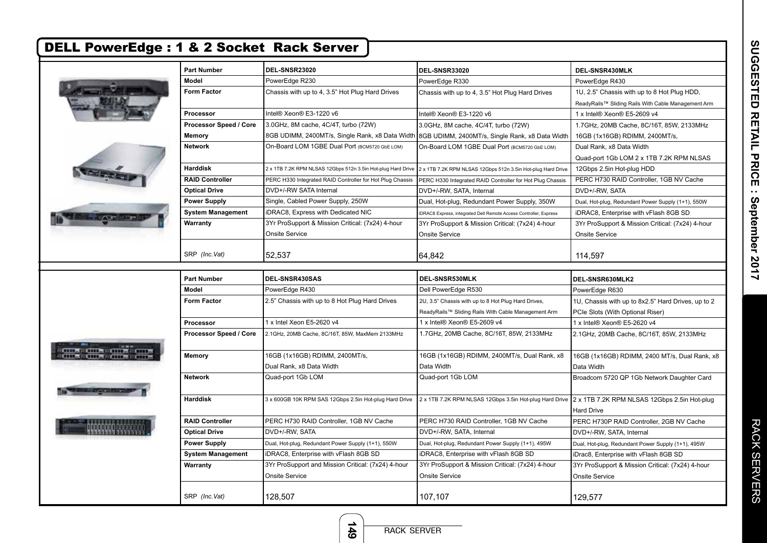# DELL PowerEdge : 1 & 2 Socket Rack Server

| Part Number | DEL-SNSR23020 | DEL-SNSR33020 | DEL-SNSR430MLK |
|---|---|---|---|
| Model | PowerEdge R230 | PowerEdge R330 | PowerEdge R430 |
| Form Factor | Chassis with up to 4, 3.5" Hot Plug Hard Drives | Chassis with up to 4, 3.5" Hot Plug Hard Drives | 1U, 2.5" Chassis with up to 8 Hot Plug HDD, ReadyRails™ Sliding Rails With Cable Management Arm |
| Processor | Intel® Xeon® E3-1220 v6 | Intel® Xeon® E3-1220 v6 | 1 x Intel® Xeon® E5-2609 v4 |
| Processor Speed / Core | 3.0GHz, 8M cache, 4C/4T, turbo (72W) | 3.0GHz, 8M cache, 4C/4T, turbo (72W) | 1.7GHz, 20MB Cache, 8C/16T, 85W, 2133MHz |
| Memory | 8GB UDIMM, 2400MT/s, Single Rank, x8 Data Width | 8GB UDIMM, 2400MT/s, Single Rank, x8 Data Width | 16GB (1x16GB) RDIMM, 2400MT/s, Dual Rank, x8 Data Width |
| Network | On-Board LOM 1GBE Dual Port (BCM5720 GbE LOM) | On-Board LOM 1GBE Dual Port (BCM5720 GbE LOM) | Quad-port 1Gb LOM 2 x 1TB 7.2K RPM NLSAS |
| Harddisk | 2 x 1TB 7.2K RPM NLSAS 12Gbps 512n 3.5in Hot-plug Hard Drive | 2 x 1TB 7.2K RPM NLSAS 12Gbps 512n 3.5in Hot-plug Hard Drive | 12Gbps 2.5in Hot-plug HDD |
| RAID Controller | PERC H330 Integrated RAID Controller for Hot Plug Chassis | PERC H330 Integrated RAID Controller for Hot Plug Chassis | PERC H730 RAID Controller, 1GB NV Cache |
| Optical Drive | DVD+/-RW SATA Internal | DVD+/-RW, SATA, Internal | DVD+/-RW, SATA |
| Power Supply | Single, Cabled Power Supply, 250W | Dual, Hot-plug, Redundant Power Supply, 350W | Dual, Hot-plug, Redundant Power Supply (1+1), 550W |
| System Management | iDRAC8, Express with Dedicated NIC | iDRAC8 Express, integrated Dell Remote Access Controller, Express | iDRAC8, Enterprise with vFlash 8GB SD |
| Warranty | 3Yr ProSupport & Mission Critical: (7x24) 4-hour Onsite Service | 3Yr ProSupport & Mission Critical: (7x24) 4-hour Onsite Service | 3Yr ProSupport & Mission Critical: (7x24) 4-hour Onsite Service |
| SRP *(Inc.Vat)* | 52,537 | 64,842 | 114,597 |

| Part Number | DEL-SNSR430SAS | DEL-SNSR530MLK | DEL-SNSR630MLK2 |
|---|---|---|---|
| Model | PowerEdge R430 | Dell PowerEdge R530 | PowerEdge R630 |
| Form Factor | 2.5" Chassis with up to 8 Hot Plug Hard Drives | 2U, 3.5" Chassis with up to 8 Hot Plug Hard Drives, ReadyRails™ Sliding Rails With Cable Management Arm | 1U, Chassis with up to 8x2.5" Hard Drives, up to 2 PCIe Slots (With Optional Riser) |
| Processor | 1 x Intel Xeon E5-2620 v4 | 1 x Intel® Xeon® E5-2609 v4 | 1 x Intel® Xeon® E5-2620 v4 |
| Processor Speed / Core | 2.1GHz, 20MB Cache, 8C/16T, 85W, MaxMem 2133MHz | 1.7GHz, 20MB Cache, 8C/16T, 85W, 2133MHz | 2.1GHz, 20MB Cache, 8C/16T, 85W, 2133MHz |
| Memory | 16GB (1x16GB) RDIMM, 2400MT/s, Dual Rank, x8 Data Width | 16GB (1x16GB) RDIMM, 2400MT/s, Dual Rank, x8 Data Width | 16GB (1x16GB) RDIMM, 2400 MT/s, Dual Rank, x8 Data Width |
| Network | Quad-port 1Gb LOM | Quad-port 1Gb LOM | Broadcom 5720 QP 1Gb Network Daughter Card |
| Harddisk | 3 x 600GB 10K RPM SAS 12Gbps 2.5in Hot-plug Hard Drive | 2 x 1TB 7.2K RPM NLSAS 12Gbps 3.5in Hot-plug Hard Drive | 2 x 1TB 7.2K RPM NLSAS 12Gbps 2.5in Hot-plug Hard Drive |
| RAID Controller | PERC H730 RAID Controller, 1GB NV Cache | PERC H730 RAID Controller, 1GB NV Cache | PERC H730P RAID Controller, 2GB NV Cache |
| Optical Drive | DVD+/-RW, SATA | DVD+/-RW, SATA, Internal | DVD+/-RW, SATA, Internal |
| Power Supply | Dual, Hot-plug, Redundant Power Supply (1+1), 550W | Dual, Hot-plug, Redundant Power Supply (1+1), 495W | Dual, Hot-plug, Redundant Power Supply (1+1), 495W |
| System Management | iDRAC8, Enterprise with vFlash 8GB SD | iDRAC8, Enterprise with vFlash 8GB SD | iDrac8, Enterprise with vFlash 8GB SD |
| Warranty | 3Yr ProSupport and Mission Critical: (7x24) 4-hour Onsite Service | 3Yr ProSupport & Mission Critical: (7x24) 4-hour Onsite Service | 3Yr ProSupport & Mission Critical: (7x24) 4-hour Onsite Service |
| SRP *(Inc.Vat)* | 128,507 | 107,107 | 129,577 |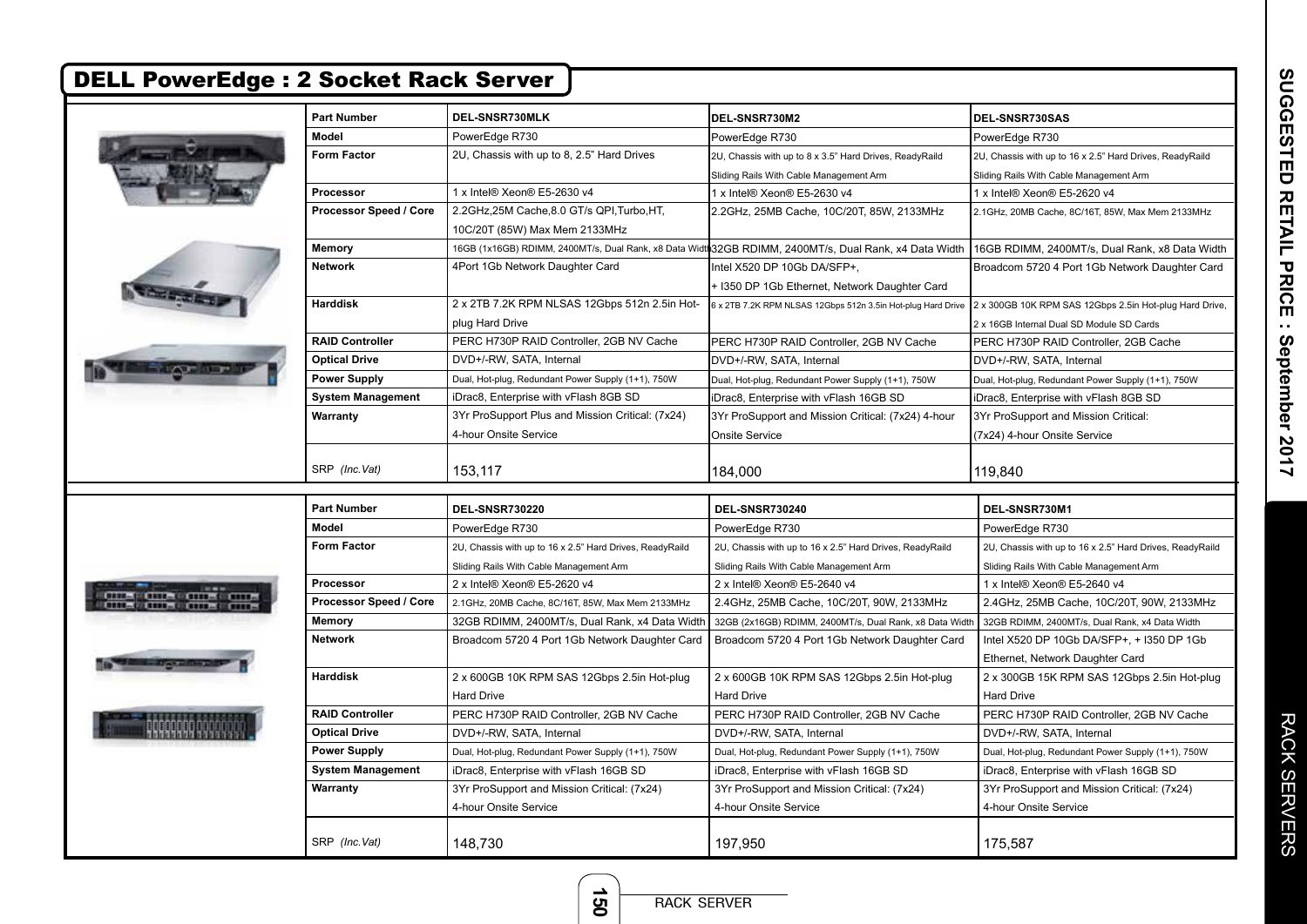# DELL PowerEdge : 2 Socket Rack Server

| Part Number | DEL-SNSR730MLK | DEL-SNSR730M2 | DEL-SNSR730SAS |
|---|---|---|---|
| Model | PowerEdge R730 | PowerEdge R730 | PowerEdge R730 |
| Form Factor | 2U, Chassis with up to 8, 2.5" Hard Drives | 2U, Chassis with up to 8 x 3.5" Hard Drives, ReadyRaild Sliding Rails With Cable Management Arm | 2U, Chassis with up to 16 x 2.5" Hard Drives, ReadyRaild Sliding Rails With Cable Management Arm |
| Processor | 1 x Intel® Xeon® E5-2630 v4 | 1 x Intel® Xeon® E5-2630 v4 | 1 x Intel® Xeon® E5-2620 v4 |
| Processor Speed / Core | 2.2GHz,25M Cache,8.0 GT/s QPI,Turbo,HT, 10C/20T (85W) Max Mem 2133MHz | 2.2GHz, 25MB Cache, 10C/20T, 85W, 2133MHz | 2.1GHz, 20MB Cache, 8C/16T, 85W, Max Mem 2133MHz |
| Memory | 16GB (1x16GB) RDIMM, 2400MT/s, Dual Rank, x8 Data Width | 32GB RDIMM, 2400MT/s, Dual Rank, x4 Data Width | 16GB RDIMM, 2400MT/s, Dual Rank, x8 Data Width |
| Network | 4Port 1Gb Network Daughter Card | Intel X520 DP 10Gb DA/SFP+, + I350 DP 1Gb Ethernet, Network Daughter Card | Broadcom 5720 4 Port 1Gb Network Daughter Card |
| Harddisk | 2 x 2TB 7.2K RPM NLSAS 12Gbps 512n 2.5in Hot-plug Hard Drive | 6 x 2TB 7.2K RPM NLSAS 12Gbps 512n 3.5in Hot-plug Hard Drive | 2 x 300GB 10K RPM SAS 12Gbps 2.5in Hot-plug Hard Drive, 2 x 16GB Internal Dual SD Module SD Cards |
| RAID Controller | PERC H730P RAID Controller, 2GB NV Cache | PERC H730P RAID Controller, 2GB NV Cache | PERC H730P RAID Controller, 2GB Cache |
| Optical Drive | DVD+/-RW, SATA, Internal | DVD+/-RW, SATA, Internal | DVD+/-RW, SATA, Internal |
| Power Supply | Dual, Hot-plug, Redundant Power Supply (1+1), 750W | Dual, Hot-plug, Redundant Power Supply (1+1), 750W | Dual, Hot-plug, Redundant Power Supply (1+1), 750W |
| System Management | iDrac8, Enterprise with vFlash 8GB SD | iDrac8, Enterprise with vFlash 16GB SD | iDrac8, Enterprise with vFlash 8GB SD |
| Warranty | 3Yr ProSupport Plus and Mission Critical: (7x24) 4-hour Onsite Service | 3Yr ProSupport and Mission Critical: (7x24) 4-hour Onsite Service | 3Yr ProSupport and Mission Critical: (7x24) 4-hour Onsite Service |
| SRP *(Inc.Vat)* | 153,117 | 184,000 | 119,840 |

| Part Number | DEL-SNSR730220 | DEL-SNSR730240 | DEL-SNSR730M1 |
|---|---|---|---|
| Model | PowerEdge R730 | PowerEdge R730 | PowerEdge R730 |
| Form Factor | 2U, Chassis with up to 16 x 2.5" Hard Drives, ReadyRaild Sliding Rails With Cable Management Arm | 2U, Chassis with up to 16 x 2.5" Hard Drives, ReadyRaild Sliding Rails With Cable Management Arm | 2U, Chassis with up to 16 x 2.5" Hard Drives, ReadyRaild Sliding Rails With Cable Management Arm |
| Processor | 2 x Intel® Xeon® E5-2620 v4 | 2 x Intel® Xeon® E5-2640 v4 | 1 x Intel® Xeon® E5-2640 v4 |
| Processor Speed / Core | 2.1GHz, 20MB Cache, 8C/16T, 85W, Max Mem 2133MHz | 2.4GHz, 25MB Cache, 10C/20T, 90W, 2133MHz | 2.4GHz, 25MB Cache, 10C/20T, 90W, 2133MHz |
| Memory | 32GB RDIMM, 2400MT/s, Dual Rank, x4 Data Width | 32GB (2x16GB) RDIMM, 2400MT/s, Dual Rank, x8 Data Width | 32GB RDIMM, 2400MT/s, Dual Rank, x4 Data Width |
| Network | Broadcom 5720 4 Port 1Gb Network Daughter Card | Broadcom 5720 4 Port 1Gb Network Daughter Card | Intel X520 DP 10Gb DA/SFP+, + I350 DP 1Gb Ethernet, Network Daughter Card |
| Harddisk | 2 x 600GB 10K RPM SAS 12Gbps 2.5in Hot-plug Hard Drive | 2 x 600GB 10K RPM SAS 12Gbps 2.5in Hot-plug Hard Drive | 2 x 300GB 15K RPM SAS 12Gbps 2.5in Hot-plug Hard Drive |
| RAID Controller | PERC H730P RAID Controller, 2GB NV Cache | PERC H730P RAID Controller, 2GB NV Cache | PERC H730P RAID Controller, 2GB NV Cache |
| Optical Drive | DVD+/-RW, SATA, Internal | DVD+/-RW, SATA, Internal | DVD+/-RW, SATA, Internal |
| Power Supply | Dual, Hot-plug, Redundant Power Supply (1+1), 750W | Dual, Hot-plug, Redundant Power Supply (1+1), 750W | Dual, Hot-plug, Redundant Power Supply (1+1), 750W |
| System Management | iDrac8, Enterprise with vFlash 16GB SD | iDrac8, Enterprise with vFlash 16GB SD | iDrac8, Enterprise with vFlash 16GB SD |
| Warranty | 3Yr ProSupport and Mission Critical: (7x24) 4-hour Onsite Service | 3Yr ProSupport and Mission Critical: (7x24) 4-hour Onsite Service | 3Yr ProSupport and Mission Critical: (7x24) 4-hour Onsite Service |
| SRP *(Inc.Vat)* | 148,730 | 197,950 | 175,587 |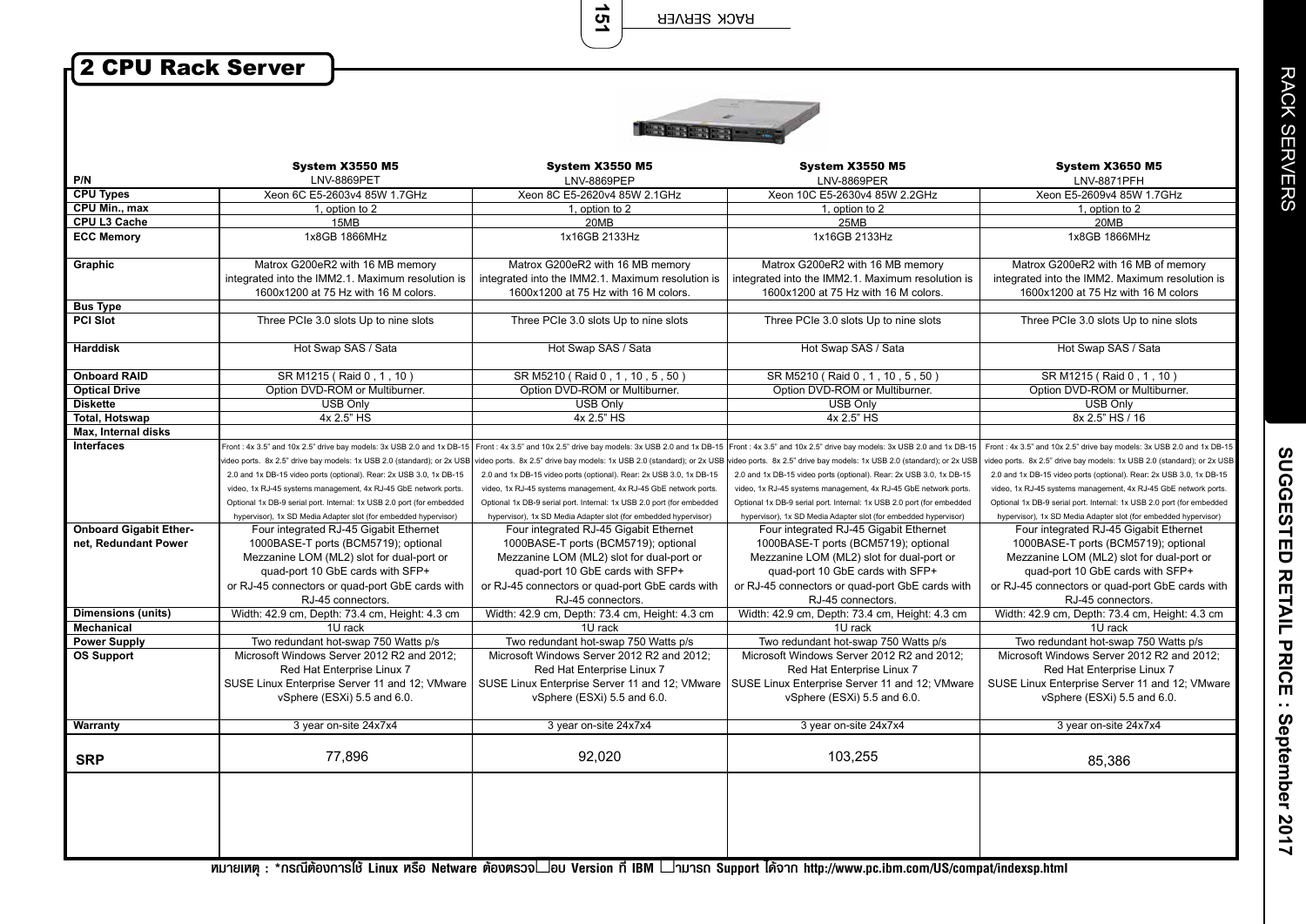## 2 CPU Rack Server

| P/N | System X3550 M5<br>LNV-8869PET | System X3550 M5<br>LNV-8869PEP | System X3550 M5<br>LNV-8869PER | System X3650 M5<br>LNV-8871PFH |
|---|---|---|---|---|
| CPU Types | Xeon 6C E5-2603v4 85W 1.7GHz | Xeon 8C E5-2620v4 85W 2.1GHz | Xeon 10C E5-2630v4 85W 2.2GHz | Xeon E5-2609v4 85W 1.7GHz |
| CPU Min., max | 1, option to 2 | 1, option to 2 | 1, option to 2 | 1, option to 2 |
| CPU L3 Cache | 15MB | 20MB | 25MB | 20MB |
| ECC Memory | 1x8GB 1866MHz | 1x16GB 2133Hz | 1x16GB 2133Hz | 1x8GB 1866MHz |
| Graphic | Matrox G200eR2 with 16 MB memory integrated into the IMM2.1. Maximum resolution is 1600x1200 at 75 Hz with 16 M colors. | Matrox G200eR2 with 16 MB memory integrated into the IMM2.1. Maximum resolution is 1600x1200 at 75 Hz with 16 M colors. | Matrox G200eR2 with 16 MB memory integrated into the IMM2.1. Maximum resolution is 1600x1200 at 75 Hz with 16 M colors. | Matrox G200eR2 with 16 MB of memory integrated into the IMM2. Maximum resolution is 1600x1200 at 75 Hz with 16 M colors |
| Bus Type | | | | |
| PCI Slot | Three PCIe 3.0 slots Up to nine slots | Three PCIe 3.0 slots Up to nine slots | Three PCIe 3.0 slots Up to nine slots | Three PCIe 3.0 slots Up to nine slots |
| Harddisk | Hot Swap SAS / Sata | Hot Swap SAS / Sata | Hot Swap SAS / Sata | Hot Swap SAS / Sata |
| Onboard RAID | SR M1215 ( Raid 0 , 1 , 10 ) | SR M5210 ( Raid 0 , 1 , 10 , 5 , 50 ) | SR M5210 ( Raid 0 , 1 , 10 , 5 , 50 ) | SR M1215 ( Raid 0 , 1 , 10 ) |
| Optical Drive | Option DVD-ROM or Multiburner. | Option DVD-ROM or Multiburner. | Option DVD-ROM or Multiburner. | Option DVD-ROM or Multiburner. |
| Diskette | USB Only | USB Only | USB Only | USB Only |
| Total, Hotswap | 4x 2.5" HS | 4x 2.5" HS | 4x 2.5" HS | 8x 2.5" HS / 16 |
| Max, Internal disks | | | | |
| Interfaces | Front : 4x 3.5" and 10x 2.5" drive bay models: 3x USB 2.0 and 1x DB-15 video ports. 8x 2.5" drive bay models: 1x USB 2.0 (standard); or 2x USB 2.0 and 1x DB-15 video ports (optional). Rear: 2x USB 3.0, 1x DB-15 video, 1x RJ-45 systems management, 4x RJ-45 GbE network ports. Optional 1x DB-9 serial port. Internal: 1x USB 2.0 port (for embedded hypervisor), 1x SD Media Adapter slot (for embedded hypervisor) | Front : 4x 3.5" and 10x 2.5" drive bay models: 3x USB 2.0 and 1x DB-15 video ports. 8x 2.5" drive bay models: 1x USB 2.0 (standard); or 2x USB 2.0 and 1x DB-15 video ports (optional). Rear: 2x USB 3.0, 1x DB-15 video, 1x RJ-45 systems management, 4x RJ-45 GbE network ports. Optional 1x DB-9 serial port. Internal: 1x USB 2.0 port (for embedded hypervisor), 1x SD Media Adapter slot (for embedded hypervisor) | Front : 4x 3.5" and 10x 2.5" drive bay models: 3x USB 2.0 and 1x DB-15 video ports. 8x 2.5" drive bay models: 1x USB 2.0 (standard); or 2x USB 2.0 and 1x DB-15 video ports (optional). Rear: 2x USB 3.0, 1x DB-15 video, 1x RJ-45 systems management, 4x RJ-45 GbE network ports. Optional 1x DB-9 serial port. Internal: 1x USB 2.0 port (for embedded hypervisor), 1x SD Media Adapter slot (for embedded hypervisor) | Front : 4x 3.5" and 10x 2.5" drive bay models: 3x USB 2.0 and 1x DB-15 video ports. 8x 2.5" drive bay models: 1x USB 2.0 (standard); or 2x USB 2.0 and 1x DB-15 video ports (optional). Rear: 2x USB 3.0, 1x DB-15 video, 1x RJ-45 systems management, 4x RJ-45 GbE network ports. Optional 1x DB-9 serial port. Internal: 1x USB 2.0 port (for embedded hypervisor), 1x SD Media Adapter slot (for embedded hypervisor) |
| Onboard Gigabit Ethernet, Redundant Power | Four integrated RJ-45 Gigabit Ethernet 1000BASE-T ports (BCM5719); optional Mezzanine LOM (ML2) slot for dual-port or quad-port 10 GbE cards with SFP+ or RJ-45 connectors or quad-port GbE cards with RJ-45 connectors. | Four integrated RJ-45 Gigabit Ethernet 1000BASE-T ports (BCM5719); optional Mezzanine LOM (ML2) slot for dual-port or quad-port 10 GbE cards with SFP+ or RJ-45 connectors or quad-port GbE cards with RJ-45 connectors. | Four integrated RJ-45 Gigabit Ethernet 1000BASE-T ports (BCM5719); optional Mezzanine LOM (ML2) slot for dual-port or quad-port 10 GbE cards with SFP+ or RJ-45 connectors or quad-port GbE cards with RJ-45 connectors. | Four integrated RJ-45 Gigabit Ethernet 1000BASE-T ports (BCM5719); optional Mezzanine LOM (ML2) slot for dual-port or quad-port 10 GbE cards with SFP+ or RJ-45 connectors or quad-port GbE cards with RJ-45 connectors. |
| Dimensions (units) | Width: 42.9 cm, Depth: 73.4 cm, Height: 4.3 cm | Width: 42.9 cm, Depth: 73.4 cm, Height: 4.3 cm | Width: 42.9 cm, Depth: 73.4 cm, Height: 4.3 cm | Width: 42.9 cm, Depth: 73.4 cm, Height: 4.3 cm |
| Mechanical | 1U rack | 1U rack | 1U rack | 1U rack |
| Power Supply | Two redundant hot-swap 750 Watts p/s | Two redundant hot-swap 750 Watts p/s | Two redundant hot-swap 750 Watts p/s | Two redundant hot-swap 750 Watts p/s |
| OS Support | Microsoft Windows Server 2012 R2 and 2012; Red Hat Enterprise Linux 7 SUSE Linux Enterprise Server 11 and 12; VMware vSphere (ESXi) 5.5 and 6.0. | Microsoft Windows Server 2012 R2 and 2012; Red Hat Enterprise Linux 7 SUSE Linux Enterprise Server 11 and 12; VMware vSphere (ESXi) 5.5 and 6.0. | Microsoft Windows Server 2012 R2 and 2012; Red Hat Enterprise Linux 7 SUSE Linux Enterprise Server 11 and 12; VMware vSphere (ESXi) 5.5 and 6.0. | Microsoft Windows Server 2012 R2 and 2012; Red Hat Enterprise Linux 7 SUSE Linux Enterprise Server 11 and 12; VMware vSphere (ESXi) 5.5 and 6.0. |
| Warranty | 3 year on-site 24x7x4 | 3 year on-site 24x7x4 | 3 year on-site 24x7x4 | 3 year on-site 24x7x4 |
| **SRP** | 77,896 | 92,020 | 103,255 | 85,386 |

หมายเหตุ : *กรณีต้องการใช้ Linux หรือ Netware ต้องตรวจสอบ Version ที่ IBM สามารถ Support ได้จาก http://www.pc.ibm.com/US/compat/indexsp.html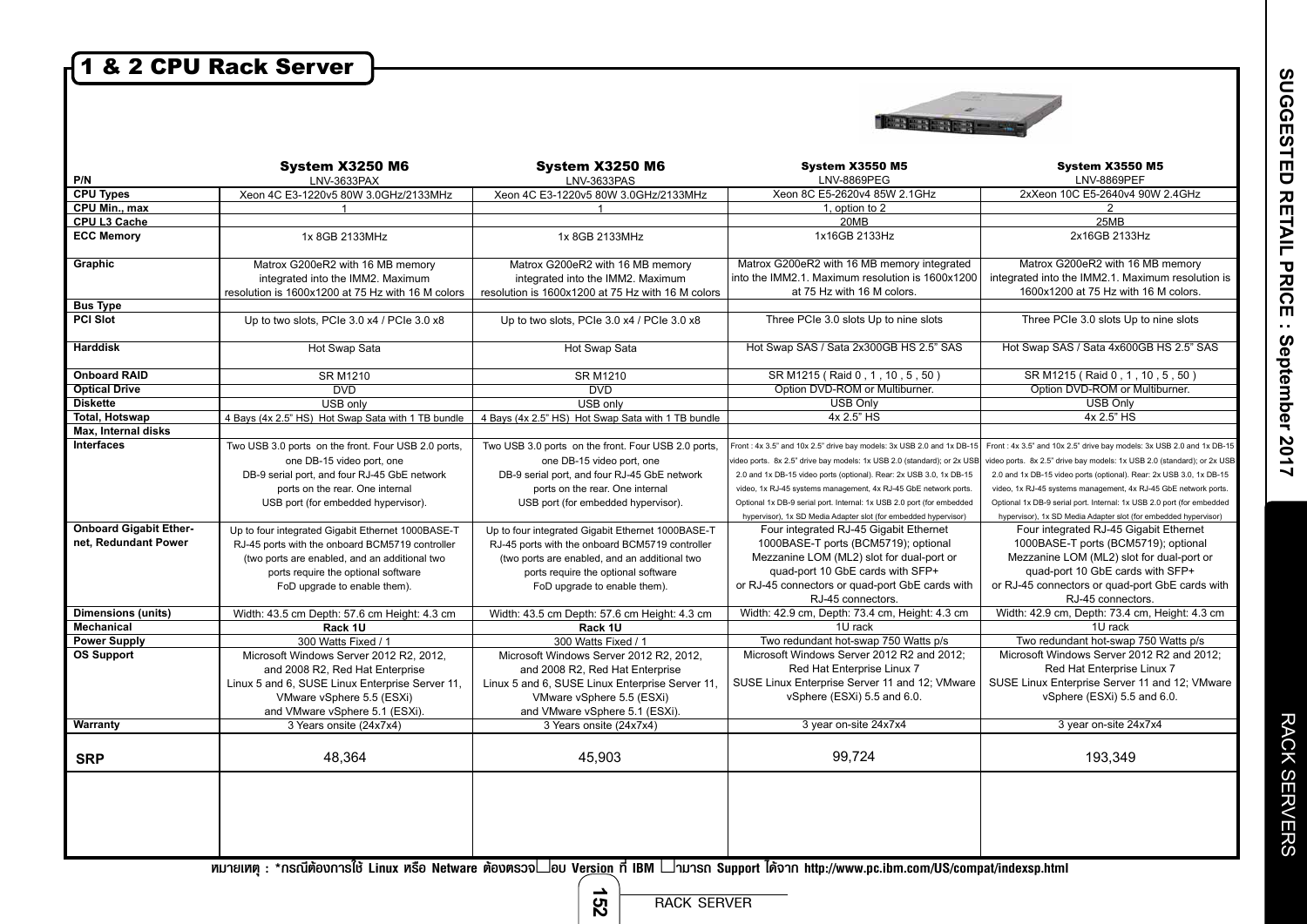# 1 & 2 CPU Rack Server

| P/N | System X3250 M6<br>LNV-3633PAX | System X3250 M6<br>LNV-3633PAS | System X3550 M5<br>LNV-8869PEG | System X3550 M5<br>LNV-8869PEF |
|---|---|---|---|---|
| **CPU Types** | Xeon 4C E3-1220v5 80W 3.0GHz/2133MHz | Xeon 4C E3-1220v5 80W 3.0GHz/2133MHz | Xeon 8C E5-2620v4 85W 2.1GHz | 2xXeon 10C E5-2640v4 90W 2.4GHz |
| **CPU Min., max** | 1 | 1 | 1, option to 2 | 2 |
| **CPU L3 Cache** | | | 20MB | 25MB |
| **ECC Memory** | 1x 8GB 2133MHz | 1x 8GB 2133MHz | 1x16GB 2133Hz | 2x16GB 2133Hz |
| **Graphic** | Matrox G200eR2 with 16 MB memory integrated into the IMM2. Maximum resolution is 1600x1200 at 75 Hz with 16 M colors | Matrox G200eR2 with 16 MB memory integrated into the IMM2. Maximum resolution is 1600x1200 at 75 Hz with 16 M colors | Matrox G200eR2 with 16 MB memory integrated into the IMM2.1. Maximum resolution is 1600x1200 at 75 Hz with 16 M colors. | Matrox G200eR2 with 16 MB memory integrated into the IMM2.1. Maximum resolution is 1600x1200 at 75 Hz with 16 M colors. |
| **Bus Type** | | | | |
| **PCI Slot** | Up to two slots, PCIe 3.0 x4 / PCIe 3.0 x8 | Up to two slots, PCIe 3.0 x4 / PCIe 3.0 x8 | Three PCIe 3.0 slots Up to nine slots | Three PCIe 3.0 slots Up to nine slots |
| **Harddisk** | Hot Swap Sata | Hot Swap Sata | Hot Swap SAS / Sata 2x300GB HS 2.5" SAS | Hot Swap SAS / Sata 4x600GB HS 2.5" SAS |
| **Onboard RAID** | SR M1210 | SR M1210 | SR M1215 ( Raid 0 , 1 , 10 , 5 , 50 ) | SR M1215 ( Raid 0 , 1 , 10 , 5 , 50 ) |
| **Optical Drive** | DVD | DVD | Option DVD-ROM or Multiburner. | Option DVD-ROM or Multiburner. |
| **Diskette** | USB only | USB only | USB Only | USB Only |
| **Total, Hotswap** | 4 Bays (4x 2.5" HS) Hot Swap Sata with 1 TB bundle | 4 Bays (4x 2.5" HS) Hot Swap Sata with 1 TB bundle | 4x 2.5" HS | 4x 2.5" HS |
| **Max, Internal disks** | | | | |
| **Interfaces** | Two USB 3.0 ports on the front. Four USB 2.0 ports, one DB-15 video port, one DB-9 serial port, and four RJ-45 GbE network ports on the rear. One internal USB port (for embedded hypervisor). | Two USB 3.0 ports on the front. Four USB 2.0 ports, one DB-15 video port, one DB-9 serial port, and four RJ-45 GbE network ports on the rear. One internal USB port (for embedded hypervisor). | Front : 4x 3.5" and 10x 2.5" drive bay models: 3x USB 2.0 and 1x DB-15 video ports. 8x 2.5" drive bay models: 1x USB 2.0 (standard); or 2x USB 2.0 and 1x DB-15 video ports (optional). Rear: 2x USB 3.0, 1x DB-15 video, 1x RJ-45 systems management, 4x RJ-45 GbE network ports. Optional 1x DB-9 serial port. Internal: 1x USB 2.0 port (for embedded hypervisor), 1x SD Media Adapter slot (for embedded hypervisor) | Front : 4x 3.5" and 10x 2.5" drive bay models: 3x USB 2.0 and 1x DB-15 video ports. 8x 2.5" drive bay models: 1x USB 2.0 (standard); or 2x USB 2.0 and 1x DB-15 video ports (optional). Rear: 2x USB 3.0, 1x DB-15 video, 1x RJ-45 systems management, 4x RJ-45 GbE network ports. Optional 1x DB-9 serial port. Internal: 1x USB 2.0 port (for embedded hypervisor), 1x SD Media Adapter slot (for embedded hypervisor) |
| **Onboard Gigabit Ethernet, Redundant Power** | Up to four integrated Gigabit Ethernet 1000BASE-T RJ-45 ports with the onboard BCM5719 controller (two ports are enabled, and an additional two ports require the optional software FoD upgrade to enable them). | Up to four integrated Gigabit Ethernet 1000BASE-T RJ-45 ports with the onboard BCM5719 controller (two ports are enabled, and an additional two ports require the optional software FoD upgrade to enable them). | Four integrated RJ-45 Gigabit Ethernet 1000BASE-T ports (BCM5719); optional Mezzanine LOM (ML2) slot for dual-port or quad-port 10 GbE cards with SFP+ or RJ-45 connectors or quad-port GbE cards with RJ-45 connectors. | Four integrated RJ-45 Gigabit Ethernet 1000BASE-T ports (BCM5719); optional Mezzanine LOM (ML2) slot for dual-port or quad-port 10 GbE cards with SFP+ or RJ-45 connectors or quad-port GbE cards with RJ-45 connectors. |
| **Dimensions (units)** | Width: 43.5 cm Depth: 57.6 cm Height: 4.3 cm | Width: 43.5 cm Depth: 57.6 cm Height: 4.3 cm | Width: 42.9 cm, Depth: 73.4 cm, Height: 4.3 cm | Width: 42.9 cm, Depth: 73.4 cm, Height: 4.3 cm |
| **Mechanical** | **Rack 1U** | **Rack 1U** | 1U rack | 1U rack |
| **Power Supply** | 300 Watts Fixed / 1 | 300 Watts Fixed / 1 | Two redundant hot-swap 750 Watts p/s | Two redundant hot-swap 750 Watts p/s |
| **OS Support** | Microsoft Windows Server 2012 R2, 2012, and 2008 R2, Red Hat Enterprise Linux 5 and 6, SUSE Linux Enterprise Server 11, VMware vSphere 5.5 (ESXi) and VMware vSphere 5.1 (ESXi). | Microsoft Windows Server 2012 R2, 2012, and 2008 R2, Red Hat Enterprise Linux 5 and 6, SUSE Linux Enterprise Server 11, VMware vSphere 5.5 (ESXi) and VMware vSphere 5.1 (ESXi). | Microsoft Windows Server 2012 R2 and 2012; Red Hat Enterprise Linux 7 SUSE Linux Enterprise Server 11 and 12; VMware vSphere (ESXi) 5.5 and 6.0. | Microsoft Windows Server 2012 R2 and 2012; Red Hat Enterprise Linux 7 SUSE Linux Enterprise Server 11 and 12; VMware vSphere (ESXi) 5.5 and 6.0. |
| **Warranty** | 3 Years onsite (24x7x4) | 3 Years onsite (24x7x4) | 3 year on-site 24x7x4 | 3 year on-site 24x7x4 |
| **SRP** | 48,364 | 45,903 | 99,724 | 193,349 |

**หมายเหตุ : *กรณีต้องการใช้ Linux หรือ Netware ต้องตรวจสอบ Version ที่ IBM สามารถ Support ได้จาก http://www.pc.ibm.com/US/compat/indexsp.html**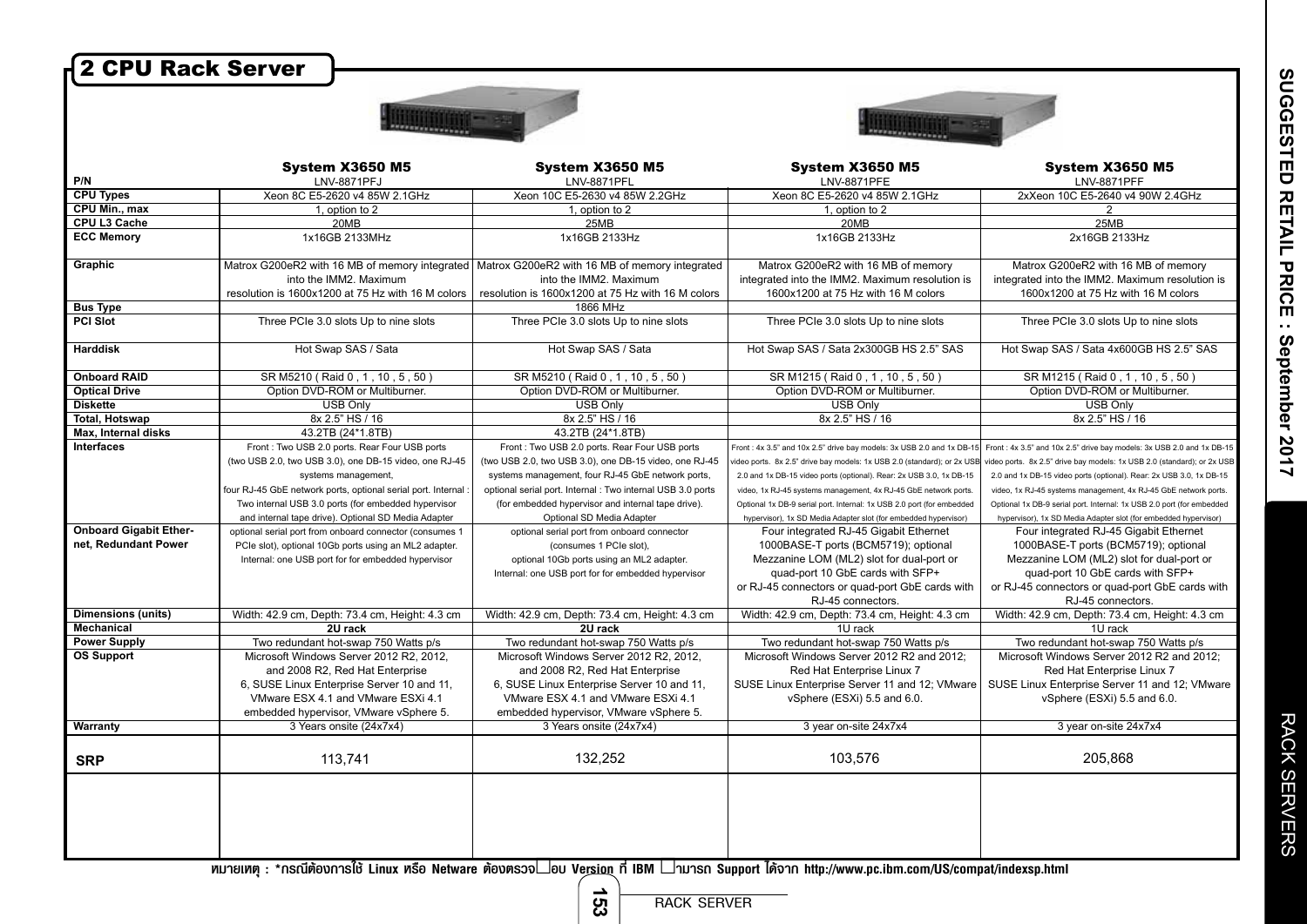## 2 CPU Rack Server

| | System X3650 M5 | System X3650 M5 | System X3650 M5 | System X3650 M5 |
|---|---|---|---|---|
| P/N | LNV-8871PFJ | LNV-8871PFL | LNV-8871PFE | LNV-8871PFF |
| CPU Types | Xeon 8C E5-2620 v4 85W 2.1GHz | Xeon 10C E5-2630 v4 85W 2.2GHz | Xeon 8C E5-2620 v4 85W 2.1GHz | 2xXeon 10C E5-2640 v4 90W 2.4GHz |
| CPU Min., max | 1, option to 2 | 1, option to 2 | 1, option to 2 | 2 |
| CPU L3 Cache | 20MB | 25MB | 20MB | 25MB |
| ECC Memory | 1x16GB 2133MHz | 1x16GB 2133Hz | 1x16GB 2133Hz | 2x16GB 2133Hz |
| Graphic | Matrox G200eR2 with 16 MB of memory integrated into the IMM2. Maximum resolution is 1600x1200 at 75 Hz with 16 M colors | Matrox G200eR2 with 16 MB of memory integrated into the IMM2. Maximum resolution is 1600x1200 at 75 Hz with 16 M colors | Matrox G200eR2 with 16 MB of memory integrated into the IMM2. Maximum resolution is 1600x1200 at 75 Hz with 16 M colors | Matrox G200eR2 with 16 MB of memory integrated into the IMM2. Maximum resolution is 1600x1200 at 75 Hz with 16 M colors |
| Bus Type | | 1866 MHz | | |
| PCI Slot | Three PCIe 3.0 slots Up to nine slots | Three PCIe 3.0 slots Up to nine slots | Three PCIe 3.0 slots Up to nine slots | Three PCIe 3.0 slots Up to nine slots |
| Harddisk | Hot Swap SAS / Sata | Hot Swap SAS / Sata | Hot Swap SAS / Sata 2x300GB HS 2.5" SAS | Hot Swap SAS / Sata 4x600GB HS 2.5" SAS |
| Onboard RAID | SR M5210 ( Raid 0 , 1 , 10 , 5 , 50 ) | SR M5210 ( Raid 0 , 1 , 10 , 5 , 50 ) | SR M1215 ( Raid 0 , 1 , 10 , 5 , 50 ) | SR M1215 ( Raid 0 , 1 , 10 , 5 , 50 ) |
| Optical Drive | Option DVD-ROM or Multiburner. | Option DVD-ROM or Multiburner. | Option DVD-ROM or Multiburner. | Option DVD-ROM or Multiburner. |
| Diskette | USB Only | USB Only | USB Only | USB Only |
| Total, Hotswap | 8x 2.5" HS / 16 | 8x 2.5" HS / 16 | 8x 2.5" HS / 16 | 8x 2.5" HS / 16 |
| Max, Internal disks | 43.2TB (24*1.8TB) | 43.2TB (24*1.8TB) | | |
| Interfaces | Front : Two USB 2.0 ports. Rear Four USB ports (two USB 2.0, two USB 3.0), one DB-15 video, one RJ-45 systems management, four RJ-45 GbE network ports, optional serial port. Internal : Two internal USB 3.0 ports (for embedded hypervisor and internal tape drive). Optional SD Media Adapter | Front : Two USB 2.0 ports. Rear Four USB ports (two USB 2.0, two USB 3.0), one DB-15 video, one RJ-45 systems management, four RJ-45 GbE network ports, optional serial port. Internal : Two internal USB 3.0 ports (for embedded hypervisor and internal tape drive). Optional SD Media Adapter | Front : 4x 3.5" and 10x 2.5" drive bay models: 3x USB 2.0 and 1x DB-15 video ports. 8x 2.5" drive bay models: 1x USB 2.0 (standard); or 2x USB 2.0 and 1x DB-15 video ports (optional). Rear: 2x USB 3.0, 1x DB-15 video, 1x RJ-45 systems management, 4x RJ-45 GbE network ports. Optional 1x DB-9 serial port. Internal: 1x USB 2.0 port (for embedded hypervisor), 1x SD Media Adapter slot (for embedded hypervisor) | Front : 4x 3.5" and 10x 2.5" drive bay models: 3x USB 2.0 and 1x DB-15 video ports. 8x 2.5" drive bay models: 1x USB 2.0 (standard); or 2x USB 2.0 and 1x DB-15 video ports (optional). Rear: 2x USB 3.0, 1x DB-15 video, 1x RJ-45 systems management, 4x RJ-45 GbE network ports. Optional 1x DB-9 serial port. Internal: 1x USB 2.0 port (for embedded hypervisor), 1x SD Media Adapter slot (for embedded hypervisor) |
| Onboard Gigabit Ether-net, Redundant Power | optional serial port from onboard connector (consumes 1 PCIe slot), optional 10Gb ports using an ML2 adapter. Internal: one USB port for for embedded hypervisor | optional serial port from onboard connector (consumes 1 PCIe slot), optional 10Gb ports using an ML2 adapter. Internal: one USB port for for embedded hypervisor | Four integrated RJ-45 Gigabit Ethernet 1000BASE-T ports (BCM5719); optional Mezzanine LOM (ML2) slot for dual-port or quad-port 10 GbE cards with SFP+ or RJ-45 connectors or quad-port GbE cards with RJ-45 connectors. | Four integrated RJ-45 Gigabit Ethernet 1000BASE-T ports (BCM5719); optional Mezzanine LOM (ML2) slot for dual-port or quad-port 10 GbE cards with SFP+ or RJ-45 connectors or quad-port GbE cards with RJ-45 connectors. |
| Dimensions (units) | Width: 42.9 cm, Depth: 73.4 cm, Height: 4.3 cm | Width: 42.9 cm, Depth: 73.4 cm, Height: 4.3 cm | Width: 42.9 cm, Depth: 73.4 cm, Height: 4.3 cm | Width: 42.9 cm, Depth: 73.4 cm, Height: 4.3 cm |
| Mechanical | **2U rack** | **2U rack** | 1U rack | 1U rack |
| Power Supply | Two redundant hot-swap 750 Watts p/s | Two redundant hot-swap 750 Watts p/s | Two redundant hot-swap 750 Watts p/s | Two redundant hot-swap 750 Watts p/s |
| OS Support | Microsoft Windows Server 2012 R2, 2012, and 2008 R2, Red Hat Enterprise 6, SUSE Linux Enterprise Server 10 and 11, VMware ESX 4.1 and VMware ESXi 4.1 embedded hypervisor, VMware vSphere 5. | Microsoft Windows Server 2012 R2, 2012, and 2008 R2, Red Hat Enterprise 6, SUSE Linux Enterprise Server 10 and 11, VMware ESX 4.1 and VMware ESXi 4.1 embedded hypervisor, VMware vSphere 5. | Microsoft Windows Server 2012 R2 and 2012; Red Hat Enterprise Linux 7 SUSE Linux Enterprise Server 11 and 12; VMware vSphere (ESXi) 5.5 and 6.0. | Microsoft Windows Server 2012 R2 and 2012; Red Hat Enterprise Linux 7 SUSE Linux Enterprise Server 11 and 12; VMware vSphere (ESXi) 5.5 and 6.0. |
| Warranty | 3 Years onsite (24x7x4) | 3 Years onsite (24x7x4) | 3 year on-site 24x7x4 | 3 year on-site 24x7x4 |
| **SRP** | 113,741 | 132,252 | 103,576 | 205,868 |

หมายเหตุ : *กรณีต้องการใช้ Linux หรือ Netware ต้องตรวจสอบ Version ที่ IBM สามารถ Support ได้จาก http://www.pc.ibm.com/US/compat/indexsp.html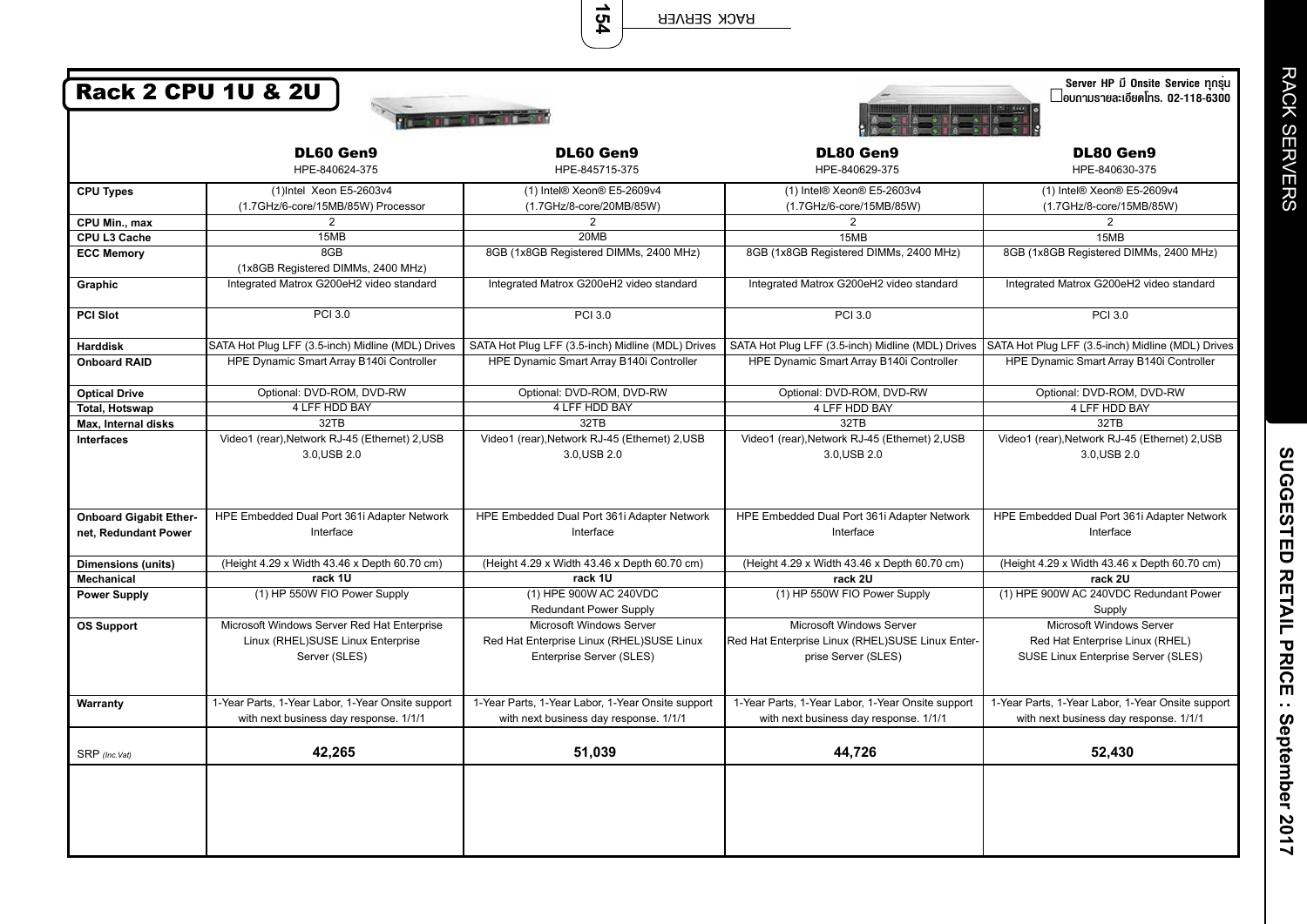## Rack 2 CPU 1U & 2U

**Server HP มี Onsite Service ทุกรุ่น**
**สอบถามรายละเอียดโทร. 02-118-6300**

| | **DL60 Gen9** HPE-840624-375 | **DL60 Gen9** HPE-845715-375 | **DL80 Gen9** HPE-840629-375 | **DL80 Gen9** HPE-840630-375 |
|---|---|---|---|---|
| **CPU Types** | (1)Intel Xeon E5-2603v4 (1.7GHz/6-core/15MB/85W) Processor | (1) Intel® Xeon® E5-2609v4 (1.7GHz/8-core/20MB/85W) | (1) Intel® Xeon® E5-2603v4 (1.7GHz/6-core/15MB/85W) | (1) Intel® Xeon® E5-2609v4 (1.7GHz/8-core/15MB/85W) |
| **CPU Min., max** | 2 | 2 | 2 | 2 |
| **CPU L3 Cache** | 15MB | 20MB | 15MB | 15MB |
| **ECC Memory** | 8GB (1x8GB Registered DIMMs, 2400 MHz) | 8GB (1x8GB Registered DIMMs, 2400 MHz) | 8GB (1x8GB Registered DIMMs, 2400 MHz) | 8GB (1x8GB Registered DIMMs, 2400 MHz) |
| **Graphic** | Integrated Matrox G200eH2 video standard | Integrated Matrox G200eH2 video standard | Integrated Matrox G200eH2 video standard | Integrated Matrox G200eH2 video standard |
| **PCI Slot** | PCI 3.0 | PCI 3.0 | PCI 3.0 | PCI 3.0 |
| **Harddisk** | SATA Hot Plug LFF (3.5-inch) Midline (MDL) Drives | SATA Hot Plug LFF (3.5-inch) Midline (MDL) Drives | SATA Hot Plug LFF (3.5-inch) Midline (MDL) Drives | SATA Hot Plug LFF (3.5-inch) Midline (MDL) Drives |
| **Onboard RAID** | HPE Dynamic Smart Array B140i Controller | HPE Dynamic Smart Array B140i Controller | HPE Dynamic Smart Array B140i Controller | HPE Dynamic Smart Array B140i Controller |
| **Optical Drive** | Optional: DVD-ROM, DVD-RW | Optional: DVD-ROM, DVD-RW | Optional: DVD-ROM, DVD-RW | Optional: DVD-ROM, DVD-RW |
| **Total, Hotswap** | 4 LFF HDD BAY | 4 LFF HDD BAY | 4 LFF HDD BAY | 4 LFF HDD BAY |
| **Max, Internal disks** | 32TB | 32TB | 32TB | 32TB |
| **Interfaces** | Video1 (rear),Network RJ-45 (Ethernet) 2,USB 3.0,USB 2.0 | Video1 (rear),Network RJ-45 (Ethernet) 2,USB 3.0,USB 2.0 | Video1 (rear),Network RJ-45 (Ethernet) 2,USB 3.0,USB 2.0 | Video1 (rear),Network RJ-45 (Ethernet) 2,USB 3.0,USB 2.0 |
| **Onboard Gigabit Ethernet, Redundant Power** | HPE Embedded Dual Port 361i Adapter Network Interface | HPE Embedded Dual Port 361i Adapter Network Interface | HPE Embedded Dual Port 361i Adapter Network Interface | HPE Embedded Dual Port 361i Adapter Network Interface |
| **Dimensions (units)** | (Height 4.29 x Width 43.46 x Depth 60.70 cm) | (Height 4.29 x Width 43.46 x Depth 60.70 cm) | (Height 4.29 x Width 43.46 x Depth 60.70 cm) | (Height 4.29 x Width 43.46 x Depth 60.70 cm) |
| **Mechanical** | **rack 1U** | **rack 1U** | **rack 2U** | **rack 2U** |
| **Power Supply** | (1) HP 550W FIO Power Supply | (1) HPE 900W AC 240VDC Redundant Power Supply | (1) HP 550W FIO Power Supply | (1) HPE 900W AC 240VDC Redundant Power Supply |
| **OS Support** | Microsoft Windows Server Red Hat Enterprise Linux (RHEL)SUSE Linux Enterprise Server (SLES) | Microsoft Windows Server Red Hat Enterprise Linux (RHEL)SUSE Linux Enterprise Server (SLES) | Microsoft Windows Server Red Hat Enterprise Linux (RHEL)SUSE Linux Enterprise Server (SLES) | Microsoft Windows Server Red Hat Enterprise Linux (RHEL) SUSE Linux Enterprise Server (SLES) |
| **Warranty** | 1-Year Parts, 1-Year Labor, 1-Year Onsite support with next business day response. 1/1/1 | 1-Year Parts, 1-Year Labor, 1-Year Onsite support with next business day response. 1/1/1 | 1-Year Parts, 1-Year Labor, 1-Year Onsite support with next business day response. 1/1/1 | 1-Year Parts, 1-Year Labor, 1-Year Onsite support with next business day response. 1/1/1 |
| SRP *(Inc.Vat)* | **42,265** | **51,039** | **44,726** | **52,430** |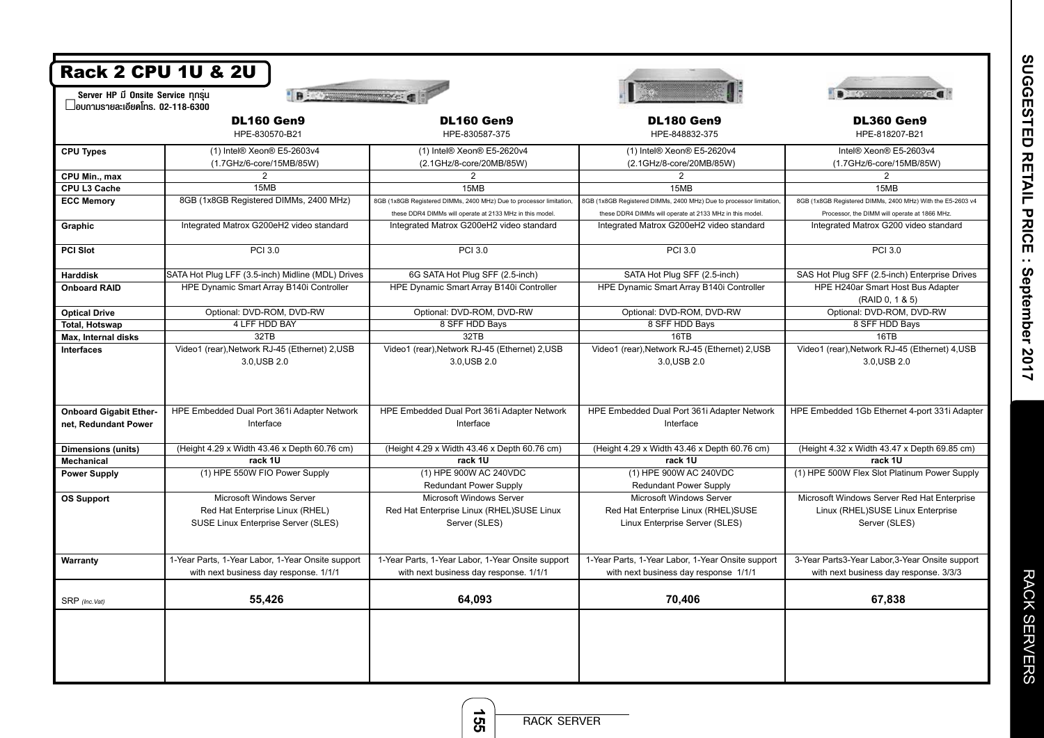## Rack 2 CPU 1U & 2U

Server HP มี Onsite Service ทุกรุ่น
สอบถามรายละเอียดโทร. 02-118-6300

| | DL160 Gen9<br>HPE-830570-B21 | DL160 Gen9<br>HPE-830587-375 | DL180 Gen9<br>HPE-848832-375 | DL360 Gen9<br>HPE-818207-B21 |
|---|---|---|---|---|
| CPU Types | (1) Intel® Xeon® E5-2603v4 (1.7GHz/6-core/15MB/85W) | (1) Intel® Xeon® E5-2620v4 (2.1GHz/8-core/20MB/85W) | (1) Intel® Xeon® E5-2620v4 (2.1GHz/8-core/20MB/85W) | Intel® Xeon® E5-2603v4 (1.7GHz/6-core/15MB/85W) |
| CPU Min., max | 2 | 2 | 2 | 2 |
| CPU L3 Cache | 15MB | 15MB | 15MB | 15MB |
| ECC Memory | 8GB (1x8GB Registered DIMMs, 2400 MHz) | 8GB (1x8GB Registered DIMMs, 2400 MHz) Due to processor limitation, these DDR4 DIMMs will operate at 2133 MHz in this model. | 8GB (1x8GB Registered DIMMs, 2400 MHz) Due to processor limitation, these DDR4 DIMMs will operate at 2133 MHz in this model. | 8GB (1x8GB Registered DIMMs, 2400 MHz) With the E5-2603 v4 Processor, the DIMM will operate at 1866 MHz. |
| Graphic | Integrated Matrox G200eH2 video standard | Integrated Matrox G200eH2 video standard | Integrated Matrox G200eH2 video standard | Integrated Matrox G200 video standard |
| PCI Slot | PCI 3.0 | PCI 3.0 | PCI 3.0 | PCI 3.0 |
| Harddisk | SATA Hot Plug LFF (3.5-inch) Midline (MDL) Drives | 6G SATA Hot Plug SFF (2.5-inch) | SATA Hot Plug SFF (2.5-inch) | SAS Hot Plug SFF (2.5-inch) Enterprise Drives |
| Onboard RAID | HPE Dynamic Smart Array B140i Controller | HPE Dynamic Smart Array B140i Controller | HPE Dynamic Smart Array B140i Controller | HPE H240ar Smart Host Bus Adapter (RAID 0, 1 & 5) |
| Optical Drive | Optional: DVD-ROM, DVD-RW | Optional: DVD-ROM, DVD-RW | Optional: DVD-ROM, DVD-RW | Optional: DVD-ROM, DVD-RW |
| Total, Hotswap | 4 LFF HDD BAY | 8 SFF HDD Bays | 8 SFF HDD Bays | 8 SFF HDD Bays |
| Max, Internal disks | 32TB | 32TB | 16TB | 16TB |
| Interfaces | Video1 (rear),Network RJ-45 (Ethernet) 2,USB 3.0,USB 2.0 | Video1 (rear),Network RJ-45 (Ethernet) 2,USB 3.0,USB 2.0 | Video1 (rear),Network RJ-45 (Ethernet) 2,USB 3.0,USB 2.0 | Video1 (rear),Network RJ-45 (Ethernet) 4,USB 3.0,USB 2.0 |
| Onboard Gigabit Ethernet, Redundant Power | HPE Embedded Dual Port 361i Adapter Network Interface | HPE Embedded Dual Port 361i Adapter Network Interface | HPE Embedded Dual Port 361i Adapter Network Interface | HPE Embedded 1Gb Ethernet 4-port 331i Adapter |
| Dimensions (units) | (Height 4.29 x Width 43.46 x Depth 60.76 cm) | (Height 4.29 x Width 43.46 x Depth 60.76 cm) | (Height 4.29 x Width 43.46 x Depth 60.76 cm) | (Height 4.32 x Width 43.47 x Depth 69.85 cm) |
| Mechanical | rack 1U | rack 1U | rack 1U | rack 1U |
| Power Supply | (1) HPE 550W FIO Power Supply | (1) HPE 900W AC 240VDC Redundant Power Supply | (1) HPE 900W AC 240VDC Redundant Power Supply | (1) HPE 500W Flex Slot Platinum Power Supply |
| OS Support | Microsoft Windows Server<br>Red Hat Enterprise Linux (RHEL)<br>SUSE Linux Enterprise Server (SLES) | Microsoft Windows Server<br>Red Hat Enterprise Linux (RHEL)SUSE Linux Server (SLES) | Microsoft Windows Server<br>Red Hat Enterprise Linux (RHEL)SUSE Linux Enterprise Server (SLES) | Microsoft Windows Server Red Hat Enterprise Linux (RHEL)SUSE Linux Enterprise Server (SLES) |
| Warranty | 1-Year Parts, 1-Year Labor, 1-Year Onsite support with next business day response. 1/1/1 | 1-Year Parts, 1-Year Labor, 1-Year Onsite support with next business day response. 1/1/1 | 1-Year Parts, 1-Year Labor, 1-Year Onsite support with next business day response 1/1/1 | 3-Year Parts3-Year Labor,3-Year Onsite support with next business day response. 3/3/3 |
| SRP *(Inc.Vat)* | **55,426** | **64,093** | **70,406** | **67,838** |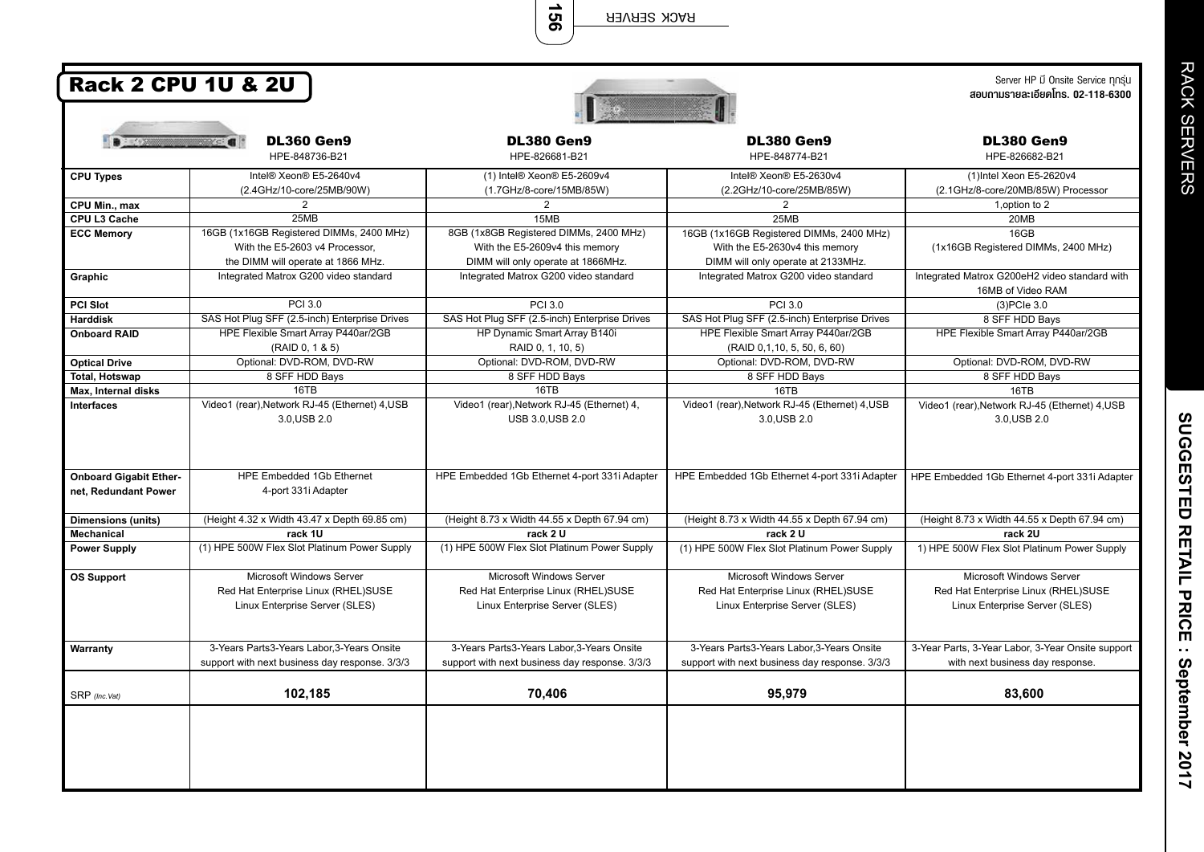## Rack 2 CPU 1U & 2U

Server HP มี Onsite Service ทุกรุ่น
**สอบถามรายละเอียดโทร. 02-118-6300**

| | **DL360 Gen9**<br>HPE-848736-B21 | **DL380 Gen9**<br>HPE-826681-B21 | **DL380 Gen9**<br>HPE-848774-B21 | **DL380 Gen9**<br>HPE-826682-B21 |
|---|---|---|---|---|
| **CPU Types** | Intel® Xeon® E5-2640v4 (2.4GHz/10-core/25MB/90W) | (1) Intel® Xeon® E5-2609v4 (1.7GHz/8-core/15MB/85W) | Intel® Xeon® E5-2630v4 (2.2GHz/10-core/25MB/85W) | (1)Intel Xeon E5-2620v4 (2.1GHz/8-core/20MB/85W) Processor |
| **CPU Min., max** | 2 | 2 | 2 | 1,option to 2 |
| **CPU L3 Cache** | 25MB | 15MB | 25MB | 20MB |
| **ECC Memory** | 16GB (1x16GB Registered DIMMs, 2400 MHz) With the E5-2603 v4 Processor, the DIMM will operate at 1866 MHz. | 8GB (1x8GB Registered DIMMs, 2400 MHz) With the E5-2609v4 this memory DIMM will only operate at 1866MHz. | 16GB (1x16GB Registered DIMMs, 2400 MHz) With the E5-2630v4 this memory DIMM will only operate at 2133MHz. | 16GB (1x16GB Registered DIMMs, 2400 MHz) |
| **Graphic** | Integrated Matrox G200 video standard | Integrated Matrox G200 video standard | Integrated Matrox G200 video standard | Integrated Matrox G200eH2 video standard with 16MB of Video RAM |
| **PCI Slot** | PCI 3.0 | PCI 3.0 | PCI 3.0 | (3)PCIe 3.0 |
| **Harddisk** | SAS Hot Plug SFF (2.5-inch) Enterprise Drives | SAS Hot Plug SFF (2.5-inch) Enterprise Drives | SAS Hot Plug SFF (2.5-inch) Enterprise Drives | 8 SFF HDD Bays |
| **Onboard RAID** | HPE Flexible Smart Array P440ar/2GB (RAID 0, 1 & 5) | HP Dynamic Smart Array B140i RAID 0, 1, 10, 5) | HPE Flexible Smart Array P440ar/2GB (RAID 0,1,10, 5, 50, 6, 60) | HPE Flexible Smart Array P440ar/2GB |
| **Optical Drive** | Optional: DVD-ROM, DVD-RW | Optional: DVD-ROM, DVD-RW | Optional: DVD-ROM, DVD-RW | Optional: DVD-ROM, DVD-RW |
| **Total, Hotswap** | 8 SFF HDD Bays | 8 SFF HDD Bays | 8 SFF HDD Bays | 8 SFF HDD Bays |
| **Max, Internal disks** | 16TB | 16TB | 16TB | 16TB |
| **Interfaces** | Video1 (rear),Network RJ-45 (Ethernet) 4,USB 3.0,USB 2.0 | Video1 (rear),Network RJ-45 (Ethernet) 4, USB 3.0,USB 2.0 | Video1 (rear),Network RJ-45 (Ethernet) 4,USB 3.0,USB 2.0 | Video1 (rear),Network RJ-45 (Ethernet) 4,USB 3.0,USB 2.0 |
| **Onboard Gigabit Ether-net, Redundant Power** | HPE Embedded 1Gb Ethernet 4-port 331i Adapter | HPE Embedded 1Gb Ethernet 4-port 331i Adapter | HPE Embedded 1Gb Ethernet 4-port 331i Adapter | HPE Embedded 1Gb Ethernet 4-port 331i Adapter |
| **Dimensions (units)** | (Height 4.32 x Width 43.47 x Depth 69.85 cm) | (Height 8.73 x Width 44.55 x Depth 67.94 cm) | (Height 8.73 x Width 44.55 x Depth 67.94 cm) | (Height 8.73 x Width 44.55 x Depth 67.94 cm) |
| **Mechanical** | **rack 1U** | **rack 2 U** | **rack 2 U** | **rack 2U** |
| **Power Supply** | (1) HPE 500W Flex Slot Platinum Power Supply | (1) HPE 500W Flex Slot Platinum Power Supply | (1) HPE 500W Flex Slot Platinum Power Supply | 1) HPE 500W Flex Slot Platinum Power Supply |
| **OS Support** | Microsoft Windows Server Red Hat Enterprise Linux (RHEL)SUSE Linux Enterprise Server (SLES) | Microsoft Windows Server Red Hat Enterprise Linux (RHEL)SUSE Linux Enterprise Server (SLES) | Microsoft Windows Server Red Hat Enterprise Linux (RHEL)SUSE Linux Enterprise Server (SLES) | Microsoft Windows Server Red Hat Enterprise Linux (RHEL)SUSE Linux Enterprise Server (SLES) |
| **Warranty** | 3-Years Parts3-Years Labor,3-Years Onsite support with next business day response. 3/3/3 | 3-Years Parts3-Years Labor,3-Years Onsite support with next business day response. 3/3/3 | 3-Years Parts3-Years Labor,3-Years Onsite support with next business day response. 3/3/3 | 3-Year Parts, 3-Year Labor, 3-Year Onsite support with next business day response. |
| SRP *(Inc.Vat)* | **102,185** | **70,406** | **95,979** | **83,600** |